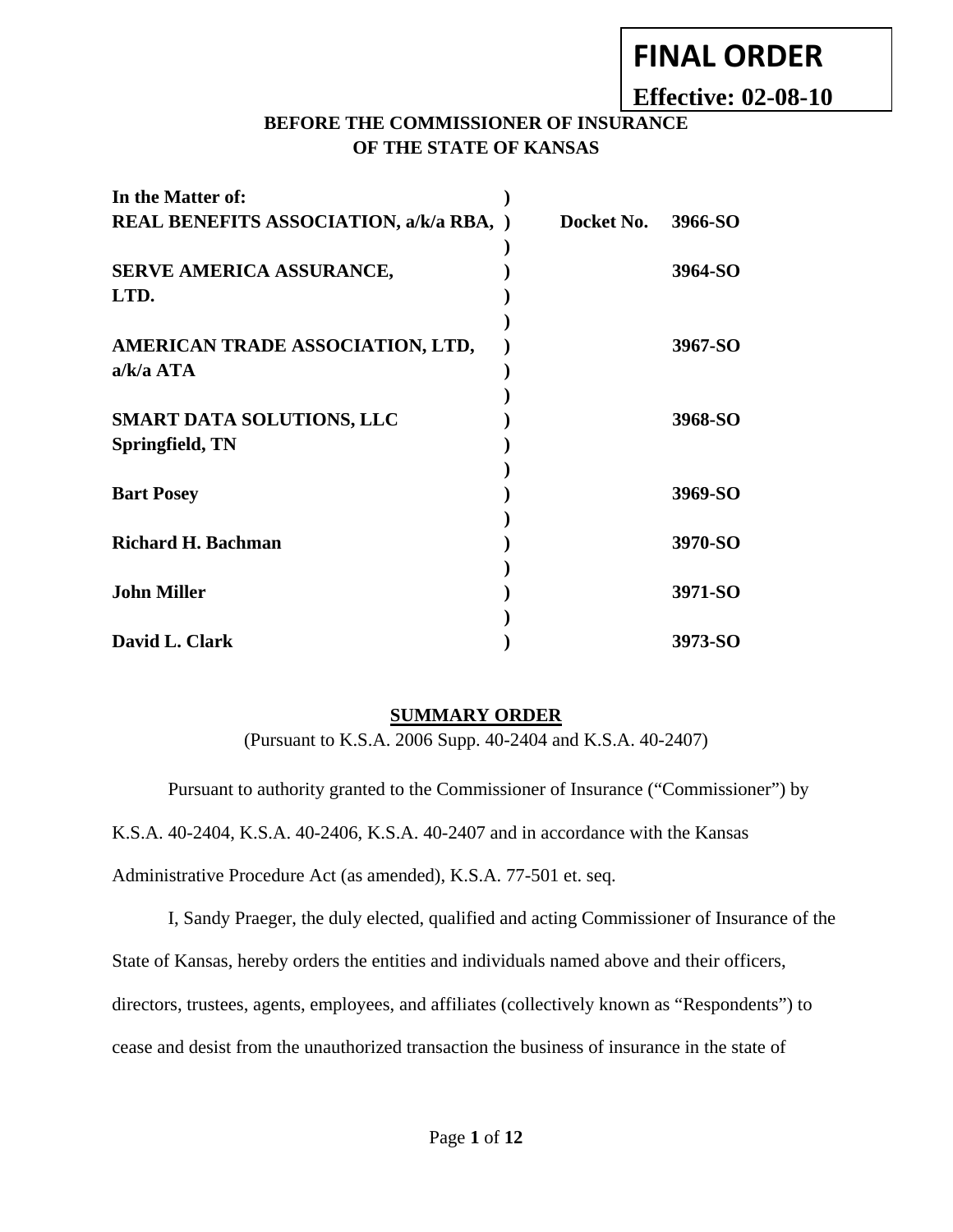**FINAL ORDER**

**Effective: 02-08-10**

**BEFORE THE COMMISSIONER OF INSURANCE**
**OF THE STATE OF KANSAS**

| In the Matter of: | ) | |
|---|---|---|
| **REAL BENEFITS ASSOCIATION, a/k/a RBA,** | ) | **Docket No. 3966-SO** |
| | ) | |
| **SERVE AMERICA ASSURANCE, LTD.** | ) | **3964-SO** |
| | ) | |
| **AMERICAN TRADE ASSOCIATION, LTD, a/k/a ATA** | ) | **3967-SO** |
| | ) | |
| **SMART DATA SOLUTIONS, LLC Springfield, TN** | ) | **3968-SO** |
| | ) | |
| **Bart Posey** | ) | **3969-SO** |
| | ) | |
| **Richard H. Bachman** | ) | **3970-SO** |
| | ) | |
| **John Miller** | ) | **3971-SO** |
| | ) | |
| **David L. Clark** | ) | **3973-SO** |

## SUMMARY ORDER

(Pursuant to K.S.A. 2006 Supp. 40-2404 and K.S.A. 40-2407)

Pursuant to authority granted to the Commissioner of Insurance ("Commissioner") by K.S.A. 40-2404, K.S.A. 40-2406, K.S.A. 40-2407 and in accordance with the Kansas Administrative Procedure Act (as amended), K.S.A. 77-501 et. seq.

I, Sandy Praeger, the duly elected, qualified and acting Commissioner of Insurance of the State of Kansas, hereby orders the entities and individuals named above and their officers, directors, trustees, agents, employees, and affiliates (collectively known as "Respondents") to cease and desist from the unauthorized transaction the business of insurance in the state of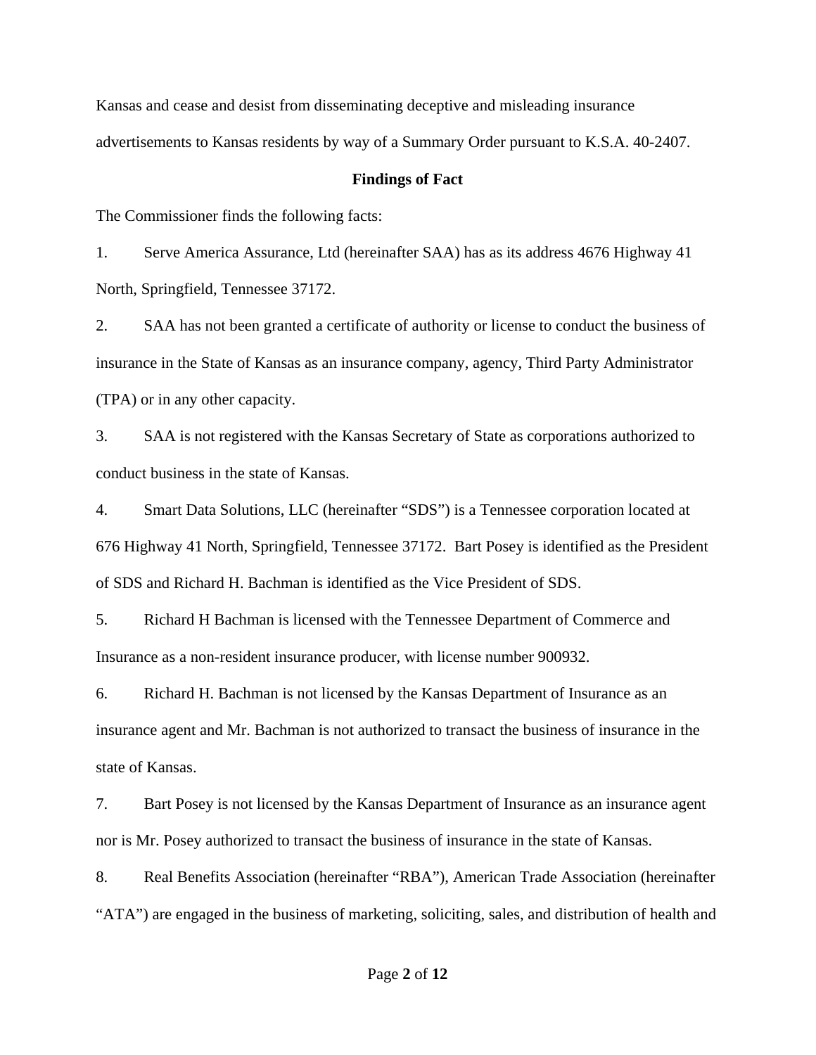Kansas and cease and desist from disseminating deceptive and misleading insurance advertisements to Kansas residents by way of a Summary Order pursuant to K.S.A. 40-2407.

**Findings of Fact**

The Commissioner finds the following facts:

1. Serve America Assurance, Ltd (hereinafter SAA) has as its address 4676 Highway 41 North, Springfield, Tennessee 37172.

2. SAA has not been granted a certificate of authority or license to conduct the business of insurance in the State of Kansas as an insurance company, agency, Third Party Administrator (TPA) or in any other capacity.

3. SAA is not registered with the Kansas Secretary of State as corporations authorized to conduct business in the state of Kansas.

4. Smart Data Solutions, LLC (hereinafter "SDS") is a Tennessee corporation located at 676 Highway 41 North, Springfield, Tennessee 37172. Bart Posey is identified as the President of SDS and Richard H. Bachman is identified as the Vice President of SDS.

5. Richard H Bachman is licensed with the Tennessee Department of Commerce and Insurance as a non-resident insurance producer, with license number 900932.

6. Richard H. Bachman is not licensed by the Kansas Department of Insurance as an insurance agent and Mr. Bachman is not authorized to transact the business of insurance in the state of Kansas.

7. Bart Posey is not licensed by the Kansas Department of Insurance as an insurance agent nor is Mr. Posey authorized to transact the business of insurance in the state of Kansas.

8. Real Benefits Association (hereinafter "RBA"), American Trade Association (hereinafter "ATA") are engaged in the business of marketing, soliciting, sales, and distribution of health and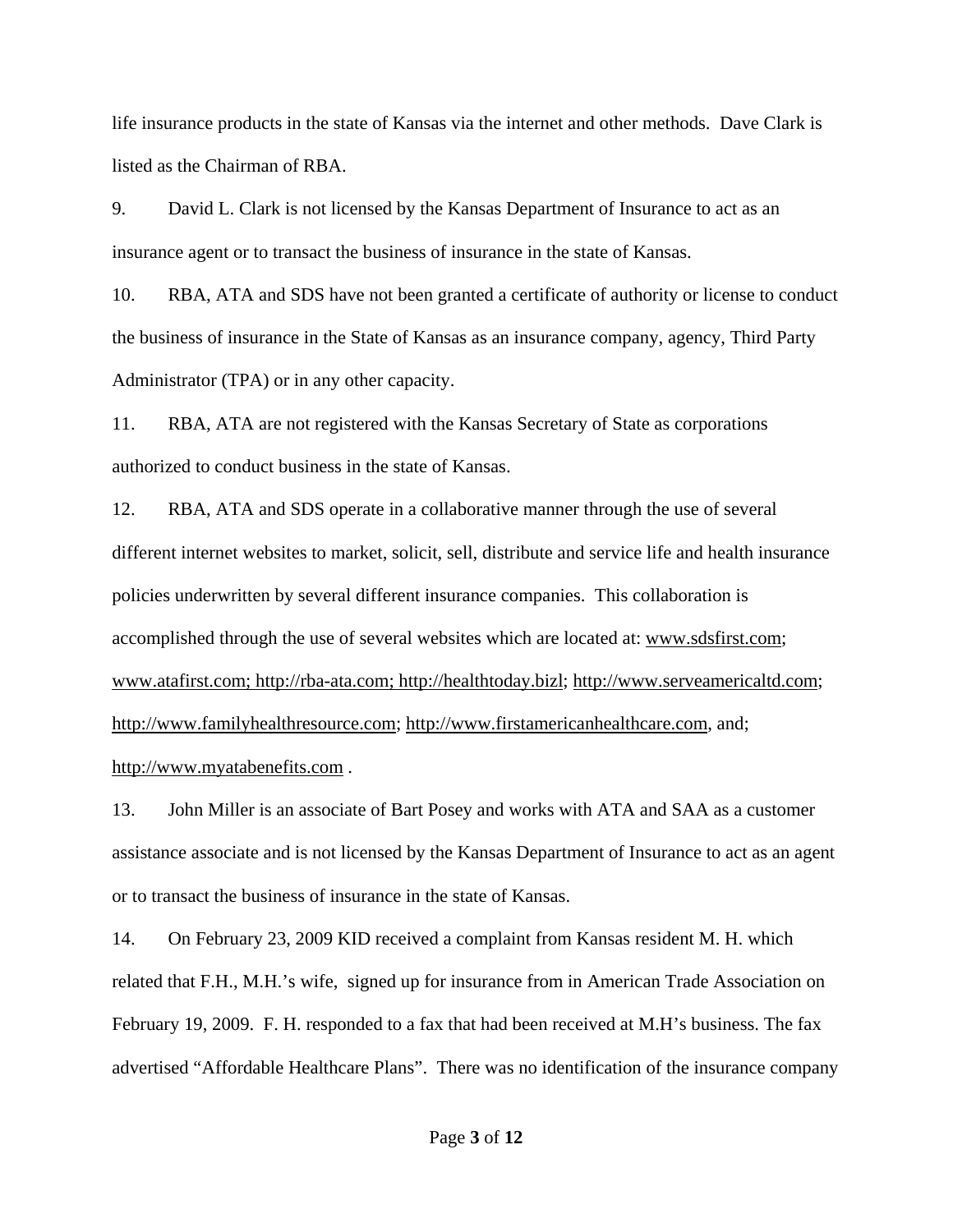life insurance products in the state of Kansas via the internet and other methods. Dave Clark is listed as the Chairman of RBA.

9. David L. Clark is not licensed by the Kansas Department of Insurance to act as an insurance agent or to transact the business of insurance in the state of Kansas.

10. RBA, ATA and SDS have not been granted a certificate of authority or license to conduct the business of insurance in the State of Kansas as an insurance company, agency, Third Party Administrator (TPA) or in any other capacity.

11. RBA, ATA are not registered with the Kansas Secretary of State as corporations authorized to conduct business in the state of Kansas.

12. RBA, ATA and SDS operate in a collaborative manner through the use of several different internet websites to market, solicit, sell, distribute and service life and health insurance policies underwritten by several different insurance companies. This collaboration is accomplished through the use of several websites which are located at: www.sdsfirst.com; www.atafirst.com; http://rba-ata.com; http://healthtoday.bizl; http://www.serveamericaltd.com; http://www.familyhealthresource.com; http://www.firstamericanhealthcare.com, and; http://www.myatabenefits.com .

13. John Miller is an associate of Bart Posey and works with ATA and SAA as a customer assistance associate and is not licensed by the Kansas Department of Insurance to act as an agent or to transact the business of insurance in the state of Kansas.

14. On February 23, 2009 KID received a complaint from Kansas resident M. H. which related that F.H., M.H.'s wife, signed up for insurance from in American Trade Association on February 19, 2009. F. H. responded to a fax that had been received at M.H's business. The fax advertised "Affordable Healthcare Plans". There was no identification of the insurance company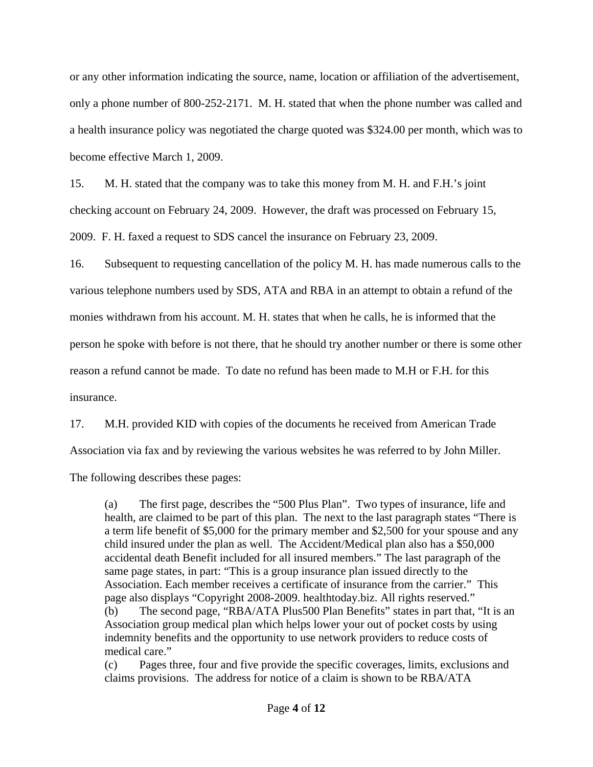or any other information indicating the source, name, location or affiliation of the advertisement, only a phone number of 800-252-2171. M. H. stated that when the phone number was called and a health insurance policy was negotiated the charge quoted was $324.00 per month, which was to become effective March 1, 2009.

15. M. H. stated that the company was to take this money from M. H. and F.H.'s joint checking account on February 24, 2009. However, the draft was processed on February 15, 2009. F. H. faxed a request to SDS cancel the insurance on February 23, 2009.

16. Subsequent to requesting cancellation of the policy M. H. has made numerous calls to the various telephone numbers used by SDS, ATA and RBA in an attempt to obtain a refund of the monies withdrawn from his account. M. H. states that when he calls, he is informed that the person he spoke with before is not there, that he should try another number or there is some other reason a refund cannot be made. To date no refund has been made to M.H or F.H. for this insurance.

17. M.H. provided KID with copies of the documents he received from American Trade Association via fax and by reviewing the various websites he was referred to by John Miller. The following describes these pages:

> (a) The first page, describes the "500 Plus Plan". Two types of insurance, life and health, are claimed to be part of this plan. The next to the last paragraph states "There is a term life benefit of $5,000 for the primary member and $2,500 for your spouse and any child insured under the plan as well. The Accident/Medical plan also has a $50,000 accidental death Benefit included for all insured members." The last paragraph of the same page states, in part: "This is a group insurance plan issued directly to the Association. Each member receives a certificate of insurance from the carrier." This page also displays "Copyright 2008-2009. healthtoday.biz. All rights reserved."
>
> (b) The second page, "RBA/ATA Plus500 Plan Benefits" states in part that, "It is an Association group medical plan which helps lower your out of pocket costs by using indemnity benefits and the opportunity to use network providers to reduce costs of medical care."
>
> (c) Pages three, four and five provide the specific coverages, limits, exclusions and claims provisions. The address for notice of a claim is shown to be RBA/ATA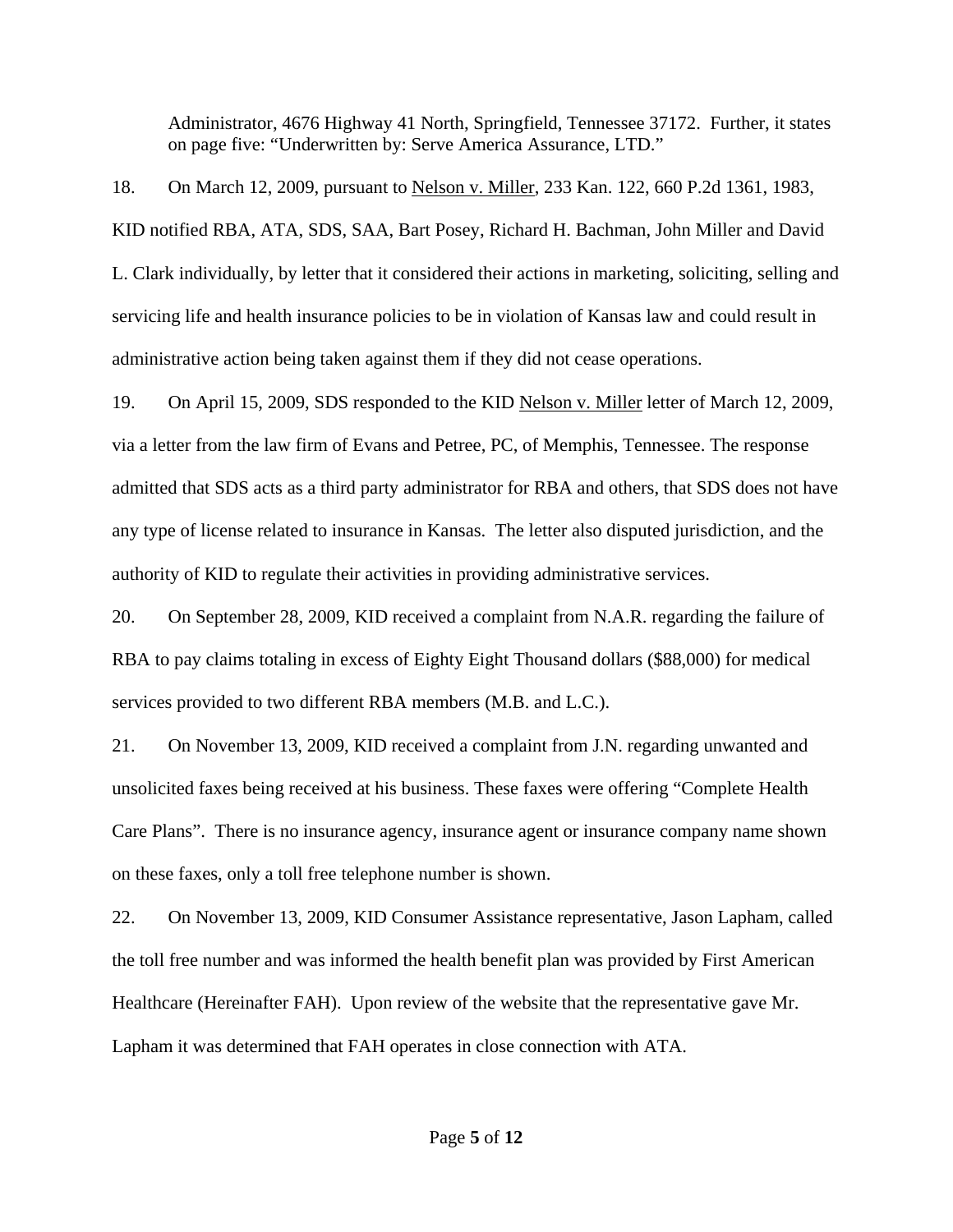Administrator, 4676 Highway 41 North, Springfield, Tennessee 37172. Further, it states on page five: "Underwritten by: Serve America Assurance, LTD."

18. On March 12, 2009, pursuant to Nelson v. Miller, 233 Kan. 122, 660 P.2d 1361, 1983, KID notified RBA, ATA, SDS, SAA, Bart Posey, Richard H. Bachman, John Miller and David L. Clark individually, by letter that it considered their actions in marketing, soliciting, selling and servicing life and health insurance policies to be in violation of Kansas law and could result in administrative action being taken against them if they did not cease operations.

19. On April 15, 2009, SDS responded to the KID Nelson v. Miller letter of March 12, 2009, via a letter from the law firm of Evans and Petree, PC, of Memphis, Tennessee. The response admitted that SDS acts as a third party administrator for RBA and others, that SDS does not have any type of license related to insurance in Kansas. The letter also disputed jurisdiction, and the authority of KID to regulate their activities in providing administrative services.

20. On September 28, 2009, KID received a complaint from N.A.R. regarding the failure of RBA to pay claims totaling in excess of Eighty Eight Thousand dollars ($88,000) for medical services provided to two different RBA members (M.B. and L.C.).

21. On November 13, 2009, KID received a complaint from J.N. regarding unwanted and unsolicited faxes being received at his business. These faxes were offering "Complete Health Care Plans". There is no insurance agency, insurance agent or insurance company name shown on these faxes, only a toll free telephone number is shown.

22. On November 13, 2009, KID Consumer Assistance representative, Jason Lapham, called the toll free number and was informed the health benefit plan was provided by First American Healthcare (Hereinafter FAH). Upon review of the website that the representative gave Mr. Lapham it was determined that FAH operates in close connection with ATA.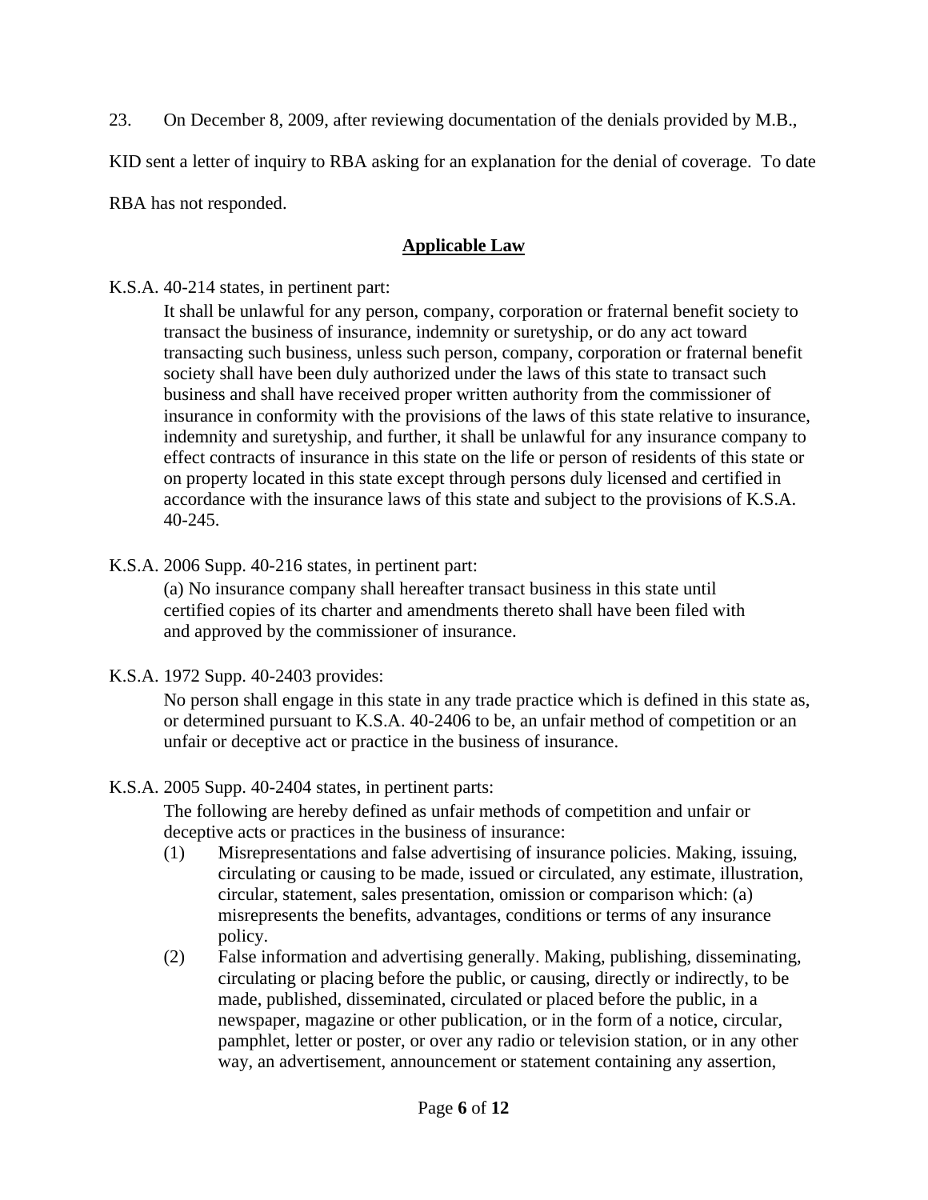23. On December 8, 2009, after reviewing documentation of the denials provided by M.B., KID sent a letter of inquiry to RBA asking for an explanation for the denial of coverage. To date RBA has not responded.

## Applicable Law

K.S.A. 40-214 states, in pertinent part:

> It shall be unlawful for any person, company, corporation or fraternal benefit society to transact the business of insurance, indemnity or suretyship, or do any act toward transacting such business, unless such person, company, corporation or fraternal benefit society shall have been duly authorized under the laws of this state to transact such business and shall have received proper written authority from the commissioner of insurance in conformity with the provisions of the laws of this state relative to insurance, indemnity and suretyship, and further, it shall be unlawful for any insurance company to effect contracts of insurance in this state on the life or person of residents of this state or on property located in this state except through persons duly licensed and certified in accordance with the insurance laws of this state and subject to the provisions of K.S.A. 40-245.

K.S.A. 2006 Supp. 40-216 states, in pertinent part:

> (a) No insurance company shall hereafter transact business in this state until certified copies of its charter and amendments thereto shall have been filed with and approved by the commissioner of insurance.

K.S.A. 1972 Supp. 40-2403 provides:

> No person shall engage in this state in any trade practice which is defined in this state as, or determined pursuant to K.S.A. 40-2406 to be, an unfair method of competition or an unfair or deceptive act or practice in the business of insurance.

K.S.A. 2005 Supp. 40-2404 states, in pertinent parts:

> The following are hereby defined as unfair methods of competition and unfair or deceptive acts or practices in the business of insurance:
>
> (1) Misrepresentations and false advertising of insurance policies. Making, issuing, circulating or causing to be made, issued or circulated, any estimate, illustration, circular, statement, sales presentation, omission or comparison which: (a) misrepresents the benefits, advantages, conditions or terms of any insurance policy.
>
> (2) False information and advertising generally. Making, publishing, disseminating, circulating or placing before the public, or causing, directly or indirectly, to be made, published, disseminated, circulated or placed before the public, in a newspaper, magazine or other publication, or in the form of a notice, circular, pamphlet, letter or poster, or over any radio or television station, or in any other way, an advertisement, announcement or statement containing any assertion,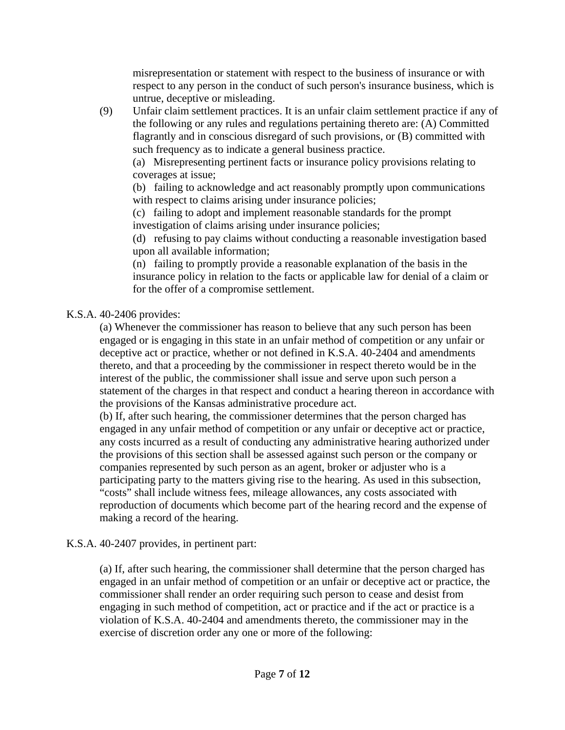misrepresentation or statement with respect to the business of insurance or with respect to any person in the conduct of such person's insurance business, which is untrue, deceptive or misleading.

(9) Unfair claim settlement practices. It is an unfair claim settlement practice if any of the following or any rules and regulations pertaining thereto are: (A) Committed flagrantly and in conscious disregard of such provisions, or (B) committed with such frequency as to indicate a general business practice.

(a) Misrepresenting pertinent facts or insurance policy provisions relating to coverages at issue;

(b) failing to acknowledge and act reasonably promptly upon communications with respect to claims arising under insurance policies;

(c) failing to adopt and implement reasonable standards for the prompt investigation of claims arising under insurance policies;

(d) refusing to pay claims without conducting a reasonable investigation based upon all available information;

(n) failing to promptly provide a reasonable explanation of the basis in the insurance policy in relation to the facts or applicable law for denial of a claim or for the offer of a compromise settlement.

K.S.A. 40-2406 provides:

> (a) Whenever the commissioner has reason to believe that any such person has been engaged or is engaging in this state in an unfair method of competition or any unfair or deceptive act or practice, whether or not defined in K.S.A. 40-2404 and amendments thereto, and that a proceeding by the commissioner in respect thereto would be in the interest of the public, the commissioner shall issue and serve upon such person a statement of the charges in that respect and conduct a hearing thereon in accordance with the provisions of the Kansas administrative procedure act.
>
> (b) If, after such hearing, the commissioner determines that the person charged has engaged in any unfair method of competition or any unfair or deceptive act or practice, any costs incurred as a result of conducting any administrative hearing authorized under the provisions of this section shall be assessed against such person or the company or companies represented by such person as an agent, broker or adjuster who is a participating party to the matters giving rise to the hearing. As used in this subsection, "costs" shall include witness fees, mileage allowances, any costs associated with reproduction of documents which become part of the hearing record and the expense of making a record of the hearing.

K.S.A. 40-2407 provides, in pertinent part:

> (a) If, after such hearing, the commissioner shall determine that the person charged has engaged in an unfair method of competition or an unfair or deceptive act or practice, the commissioner shall render an order requiring such person to cease and desist from engaging in such method of competition, act or practice and if the act or practice is a violation of K.S.A. 40-2404 and amendments thereto, the commissioner may in the exercise of discretion order any one or more of the following: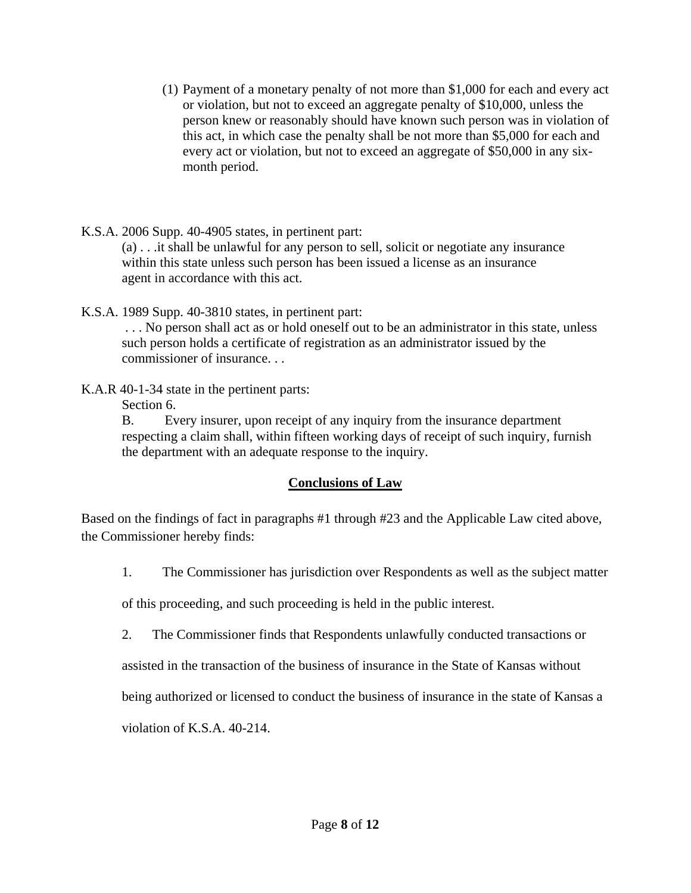(1) Payment of a monetary penalty of not more than $1,000 for each and every act or violation, but not to exceed an aggregate penalty of $10,000, unless the person knew or reasonably should have known such person was in violation of this act, in which case the penalty shall be not more than $5,000 for each and every act or violation, but not to exceed an aggregate of $50,000 in any six-month period.

K.S.A. 2006 Supp. 40-4905 states, in pertinent part:

(a) . . .it shall be unlawful for any person to sell, solicit or negotiate any insurance within this state unless such person has been issued a license as an insurance agent in accordance with this act.

K.S.A. 1989 Supp. 40-3810 states, in pertinent part:

. . . No person shall act as or hold oneself out to be an administrator in this state, unless such person holds a certificate of registration as an administrator issued by the commissioner of insurance. . .

K.A.R 40-1-34 state in the pertinent parts:

Section 6.

B. Every insurer, upon receipt of any inquiry from the insurance department respecting a claim shall, within fifteen working days of receipt of such inquiry, furnish the department with an adequate response to the inquiry.

## Conclusions of Law

Based on the findings of fact in paragraphs #1 through #23 and the Applicable Law cited above, the Commissioner hereby finds:

1. The Commissioner has jurisdiction over Respondents as well as the subject matter of this proceeding, and such proceeding is held in the public interest.

2. The Commissioner finds that Respondents unlawfully conducted transactions or assisted in the transaction of the business of insurance in the State of Kansas without being authorized or licensed to conduct the business of insurance in the state of Kansas a violation of K.S.A. 40-214.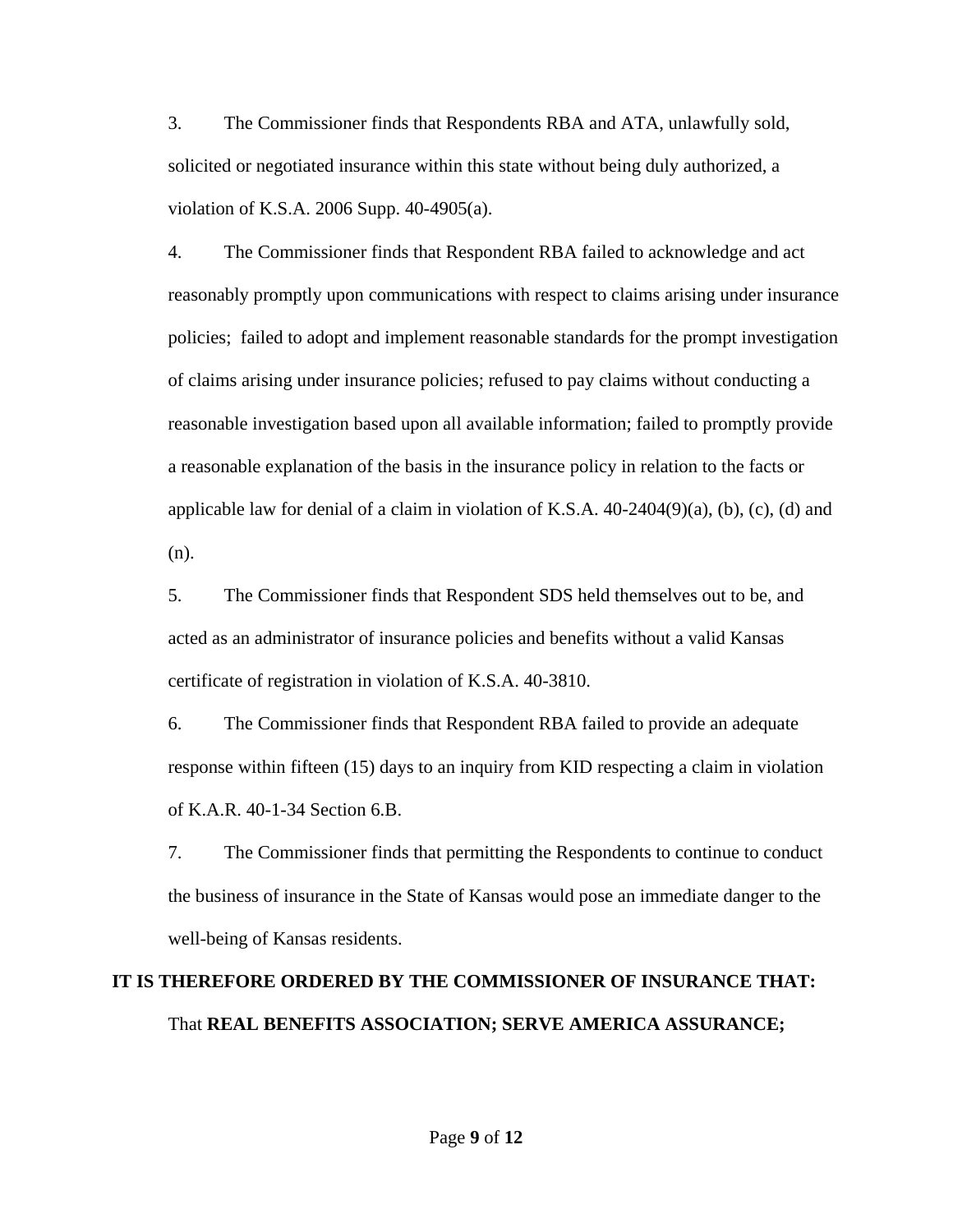3. The Commissioner finds that Respondents RBA and ATA, unlawfully sold, solicited or negotiated insurance within this state without being duly authorized, a violation of K.S.A. 2006 Supp. 40-4905(a).

4. The Commissioner finds that Respondent RBA failed to acknowledge and act reasonably promptly upon communications with respect to claims arising under insurance policies; failed to adopt and implement reasonable standards for the prompt investigation of claims arising under insurance policies; refused to pay claims without conducting a reasonable investigation based upon all available information; failed to promptly provide a reasonable explanation of the basis in the insurance policy in relation to the facts or applicable law for denial of a claim in violation of K.S.A. 40-2404(9)(a), (b), (c), (d) and (n).

5. The Commissioner finds that Respondent SDS held themselves out to be, and acted as an administrator of insurance policies and benefits without a valid Kansas certificate of registration in violation of K.S.A. 40-3810.

6. The Commissioner finds that Respondent RBA failed to provide an adequate response within fifteen (15) days to an inquiry from KID respecting a claim in violation of K.A.R. 40-1-34 Section 6.B.

7. The Commissioner finds that permitting the Respondents to continue to conduct the business of insurance in the State of Kansas would pose an immediate danger to the well-being of Kansas residents.

**IT IS THEREFORE ORDERED BY THE COMMISSIONER OF INSURANCE THAT:**

That **REAL BENEFITS ASSOCIATION; SERVE AMERICA ASSURANCE;**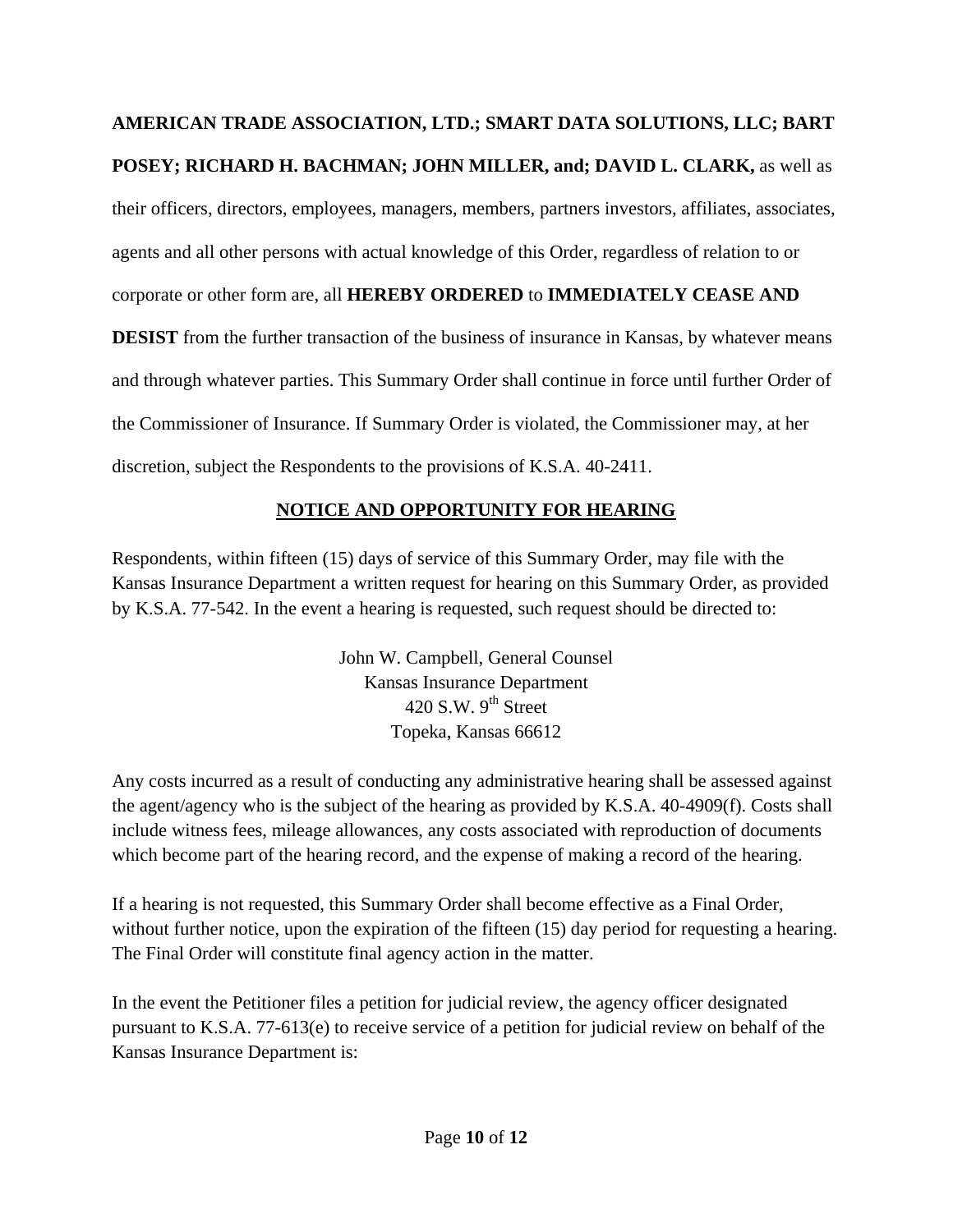**AMERICAN TRADE ASSOCIATION, LTD.; SMART DATA SOLUTIONS, LLC; BART POSEY; RICHARD H. BACHMAN; JOHN MILLER, and; DAVID L. CLARK,** as well as their officers, directors, employees, managers, members, partners investors, affiliates, associates, agents and all other persons with actual knowledge of this Order, regardless of relation to or corporate or other form are, all **HEREBY ORDERED** to **IMMEDIATELY CEASE AND DESIST** from the further transaction of the business of insurance in Kansas, by whatever means and through whatever parties. This Summary Order shall continue in force until further Order of the Commissioner of Insurance. If Summary Order is violated, the Commissioner may, at her discretion, subject the Respondents to the provisions of K.S.A. 40-2411.

## NOTICE AND OPPORTUNITY FOR HEARING

Respondents, within fifteen (15) days of service of this Summary Order, may file with the Kansas Insurance Department a written request for hearing on this Summary Order, as provided by K.S.A. 77-542. In the event a hearing is requested, such request should be directed to:

John W. Campbell, General Counsel
Kansas Insurance Department
420 S.W. 9th Street
Topeka, Kansas 66612

Any costs incurred as a result of conducting any administrative hearing shall be assessed against the agent/agency who is the subject of the hearing as provided by K.S.A. 40-4909(f). Costs shall include witness fees, mileage allowances, any costs associated with reproduction of documents which become part of the hearing record, and the expense of making a record of the hearing.

If a hearing is not requested, this Summary Order shall become effective as a Final Order, without further notice, upon the expiration of the fifteen (15) day period for requesting a hearing. The Final Order will constitute final agency action in the matter.

In the event the Petitioner files a petition for judicial review, the agency officer designated pursuant to K.S.A. 77-613(e) to receive service of a petition for judicial review on behalf of the Kansas Insurance Department is: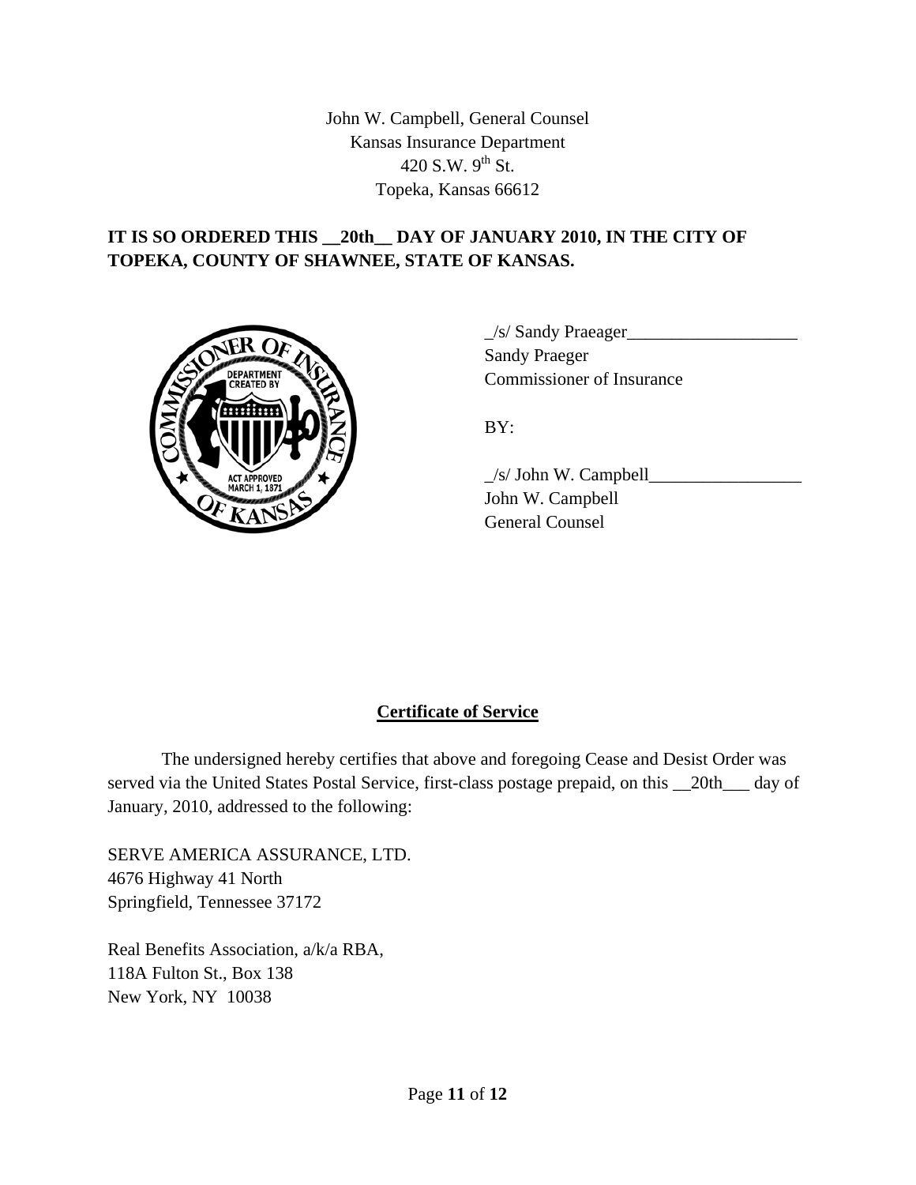John W. Campbell, General Counsel
Kansas Insurance Department
420 S.W. 9th St.
Topeka, Kansas 66612

**IT IS SO ORDERED THIS __20th__ DAY OF JANUARY 2010, IN THE CITY OF TOPEKA, COUNTY OF SHAWNEE, STATE OF KANSAS.**

_/s/ Sandy Praeager___________________
Sandy Praeger
Commissioner of Insurance

BY:

_/s/ John W. Campbell_________________
John W. Campbell
General Counsel

## Certificate of Service

The undersigned hereby certifies that above and foregoing Cease and Desist Order was served via the United States Postal Service, first-class postage prepaid, on this __20th___ day of January, 2010, addressed to the following:

SERVE AMERICA ASSURANCE, LTD.
4676 Highway 41 North
Springfield, Tennessee 37172

Real Benefits Association, a/k/a RBA,
118A Fulton St., Box 138
New York, NY 10038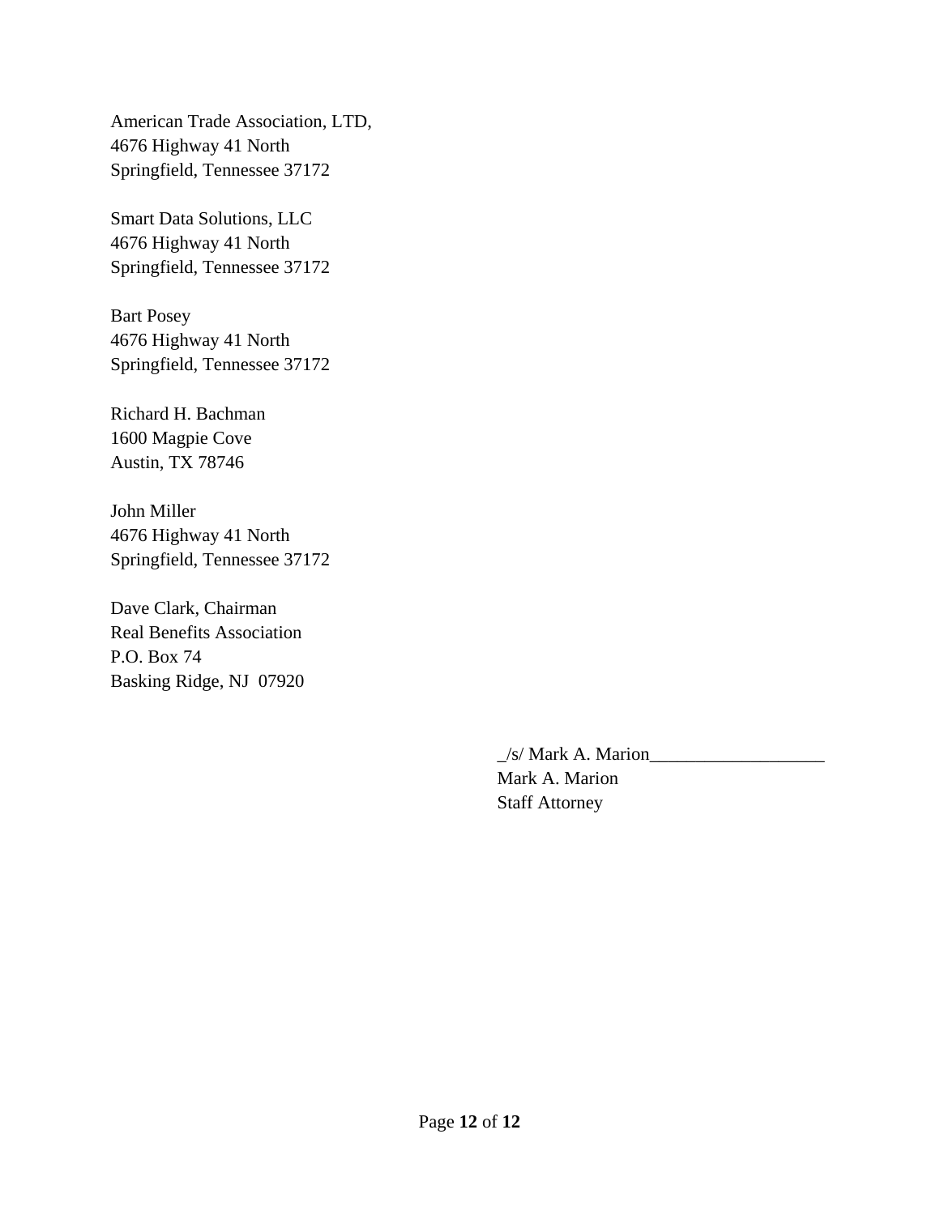American Trade Association, LTD,  
4676 Highway 41 North  
Springfield, Tennessee 37172

Smart Data Solutions, LLC  
4676 Highway 41 North  
Springfield, Tennessee 37172

Bart Posey  
4676 Highway 41 North  
Springfield, Tennessee 37172

Richard H. Bachman  
1600 Magpie Cove  
Austin, TX 78746

John Miller  
4676 Highway 41 North  
Springfield, Tennessee 37172

Dave Clark, Chairman  
Real Benefits Association  
P.O. Box 74  
Basking Ridge, NJ  07920

_/s/ Mark A. Marion___________________  
Mark A. Marion  
Staff Attorney